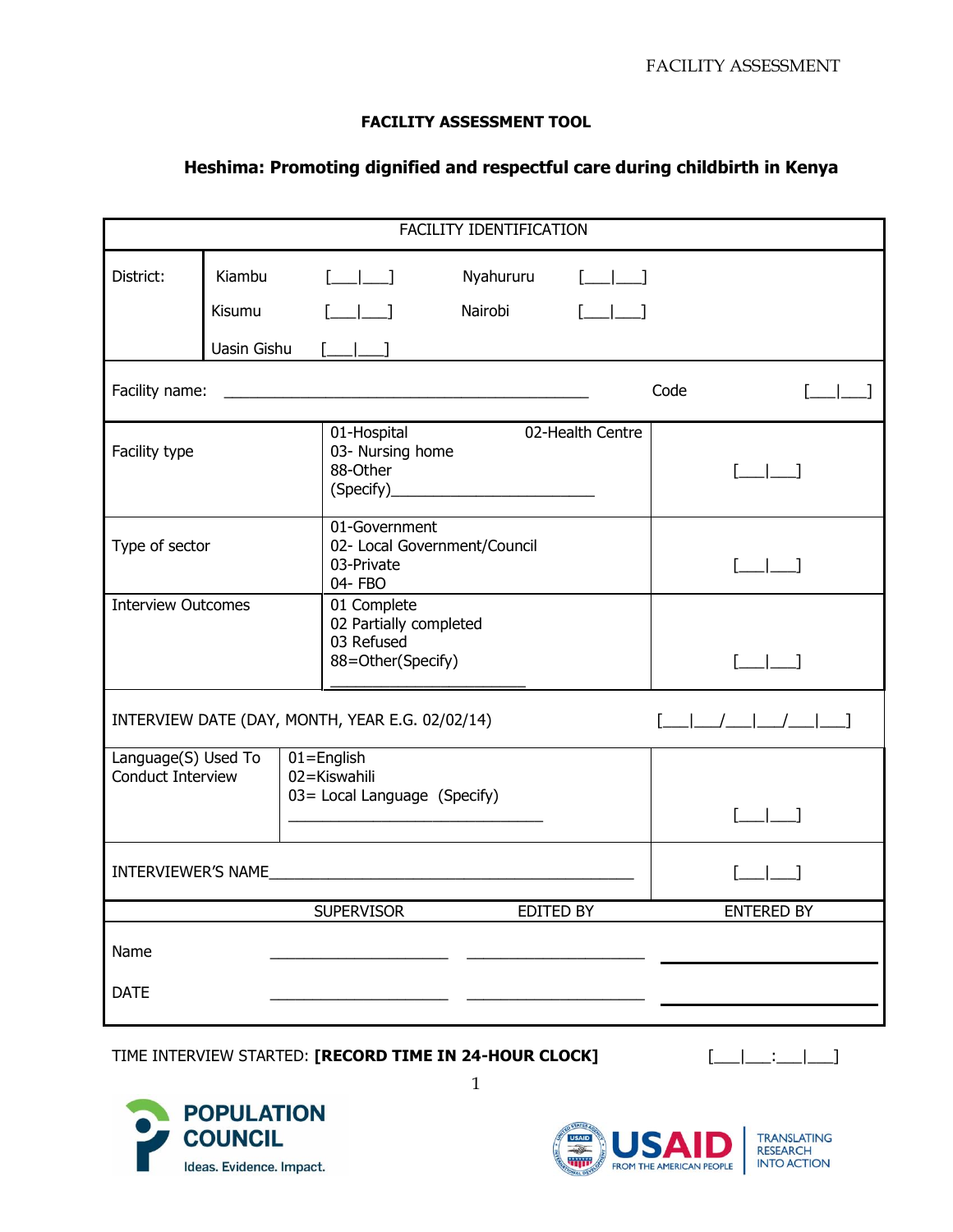# FACILITY ASSESSMENT TOOL

## Heshima: Promoting dignified and respectful care during childbirth in Kenya

| FACILITY IDENTIFICATION | | |
|---|---|---|
| District: | Kiambu [___\|___] Nyahururu [___\|___]<br>Kisumu [___\|___] Nairobi [___\|___]<br>Uasin Gishu [___\|___] | |
| Facility name: ___________________________________________ | Code | [___\|___] |
| Facility type | 01-Hospital 02-Health Centre<br>03- Nursing home<br>88-Other (Specify)_______________________ | [___\|___] |
| Type of sector | 01-Government<br>02- Local Government/Council<br>03-Private<br>04- FBO | [___\|___] |
| Interview Outcomes | 01 Complete<br>02 Partially completed<br>03 Refused<br>88=Other(Specify) _______________________ | [___\|___] |
| INTERVIEW DATE (DAY, MONTH, YEAR E.G. 02/02/14) | | [___\|___/___\|___/___\|___] |
| Language(S) Used To Conduct Interview | 01=English<br>02=Kiswahili<br>03= Local Language (Specify) ______________________________ | [___\|___] |
| INTERVIEWER'S NAME_____________________________________________ | | [___\|___] |

| | SUPERVISOR | EDITED BY | ENTERED BY |
|---|---|---|---|
| Name | ____________________ | ____________________ | ____________________ |
| DATE | ____________________ | ____________________ | ____________________ |

TIME INTERVIEW STARTED: **[RECORD TIME IN 24-HOUR CLOCK]** [___|___:___|___]

POPULATION COUNCIL
Ideas. Evidence. Impact.

USAID FROM THE AMERICAN PEOPLE | TRANSLATING RESEARCH INTO ACTION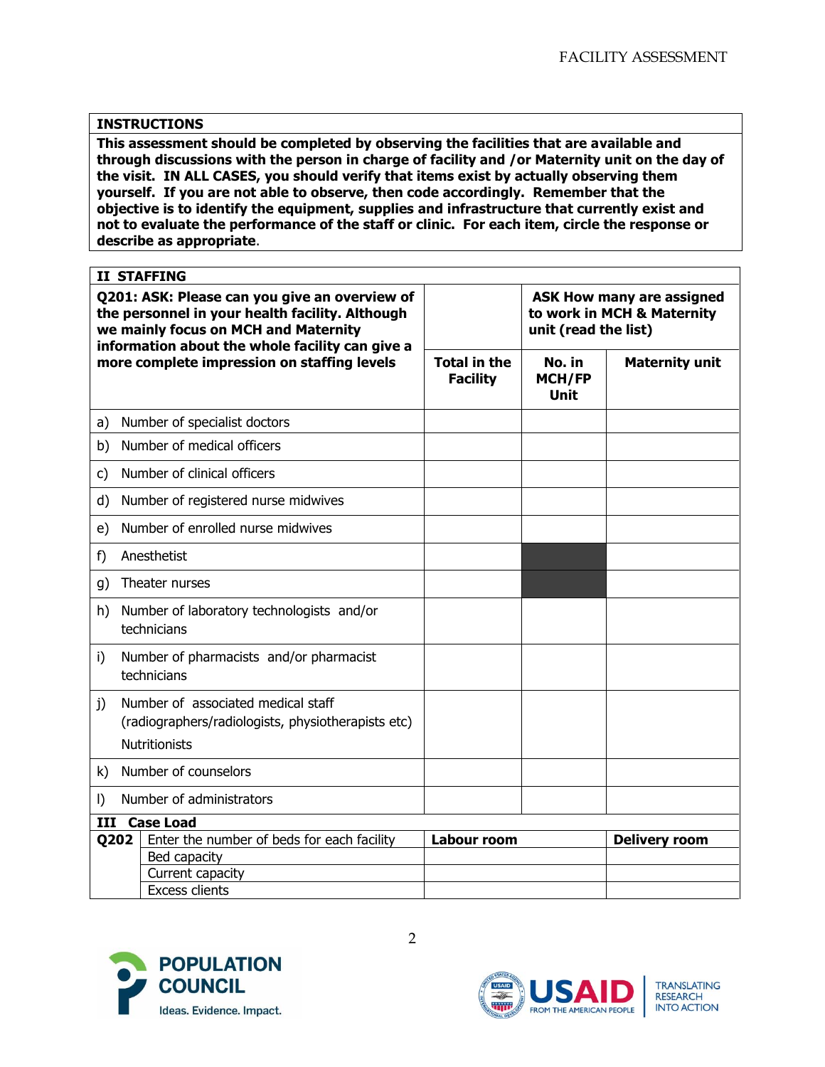**INSTRUCTIONS**

**This assessment should be completed by observing the facilities that are available and through discussions with the person in charge of facility and /or Maternity unit on the day of the visit. IN ALL CASES, you should verify that items exist by actually observing them yourself. If you are not able to observe, then code accordingly. Remember that the objective is to identify the equipment, supplies and infrastructure that currently exist and not to evaluate the performance of the staff or clinic. For each item, circle the response or describe as appropriate.**

## II STAFFING

| **Q201: ASK: Please can you give an overview of the personnel in your health facility. Although we mainly focus on MCH and Maternity information about the whole facility can give a more complete impression on staffing levels** | **Total in the Facility** | **ASK How many are assigned to work in MCH & Maternity unit (read the list)** | |
|---|---|---|---|
| | | **No. in MCH/FP Unit** | **Maternity unit** |
| a) Number of specialist doctors | | | |
| b) Number of medical officers | | | |
| c) Number of clinical officers | | | |
| d) Number of registered nurse midwives | | | |
| e) Number of enrolled nurse midwives | | | |
| f) Anesthetist | | | |
| g) Theater nurses | | | |
| h) Number of laboratory technologists and/or technicians | | | |
| i) Number of pharmacists and/or pharmacist technicians | | | |
| j) Number of associated medical staff (radiographers/radiologists, physiotherapists etc) Nutritionists | | | |
| k) Number of counselors | | | |
| l) Number of administrators | | | |

## III Case Load

| **Q202** | Enter the number of beds for each facility | **Labour room** | **Delivery room** |
|---|---|---|---|
| | Bed capacity | | |
| | Current capacity | | |
| | Excess clients | | |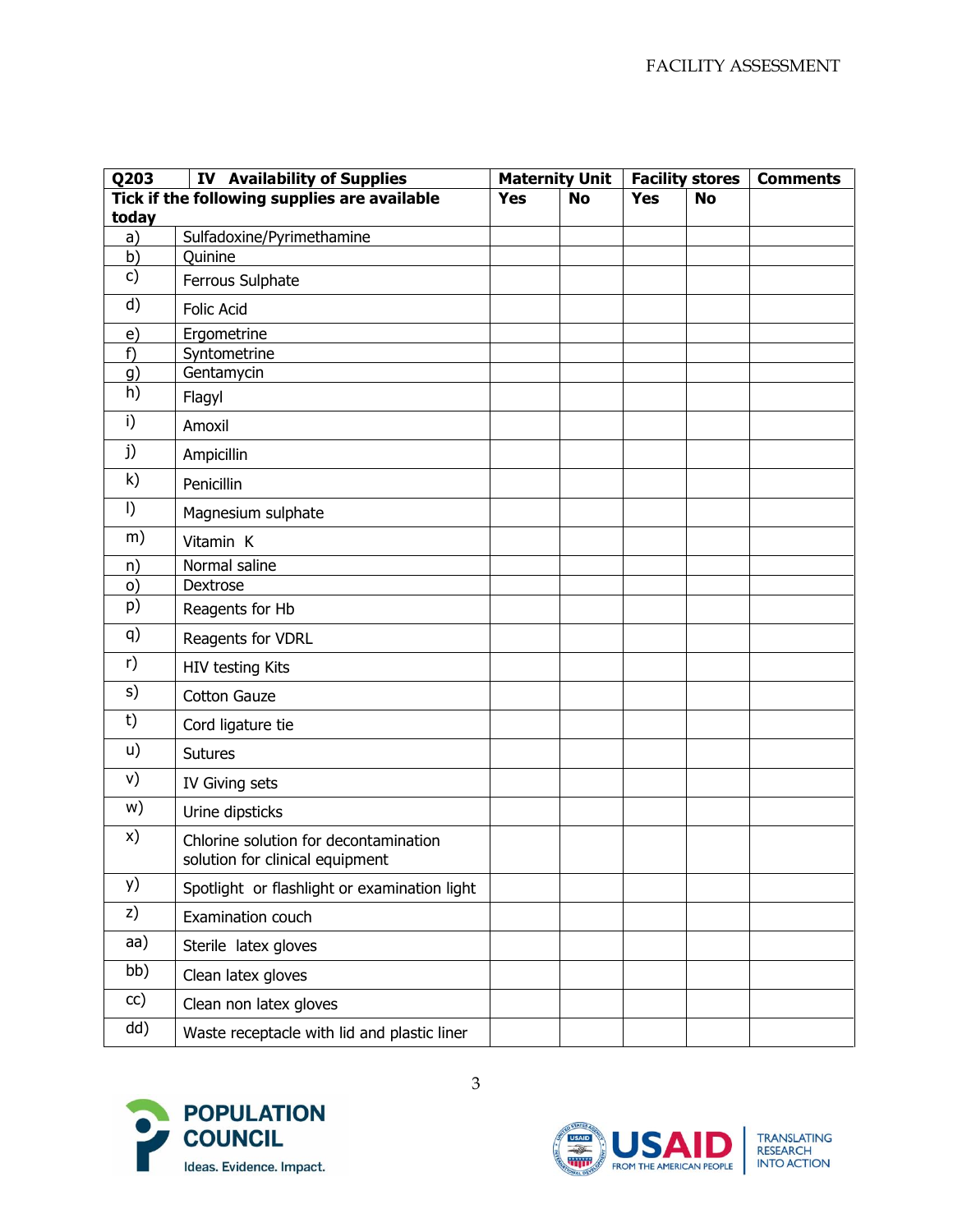| Q203 | IV Availability of Supplies | Maternity Unit | | Facility stores | | Comments |
|---|---|---|---|---|---|---|
| **Tick if the following supplies are available today** | | **Yes** | **No** | **Yes** | **No** | |
| a) | Sulfadoxine/Pyrimethamine | | | | | |
| b) | Quinine | | | | | |
| c) | Ferrous Sulphate | | | | | |
| d) | Folic Acid | | | | | |
| e) | Ergometrine | | | | | |
| f) | Syntometrine | | | | | |
| g) | Gentamycin | | | | | |
| h) | Flagyl | | | | | |
| i) | Amoxil | | | | | |
| j) | Ampicillin | | | | | |
| k) | Penicillin | | | | | |
| l) | Magnesium sulphate | | | | | |
| m) | Vitamin K | | | | | |
| n) | Normal saline | | | | | |
| o) | Dextrose | | | | | |
| p) | Reagents for Hb | | | | | |
| q) | Reagents for VDRL | | | | | |
| r) | HIV testing Kits | | | | | |
| s) | Cotton Gauze | | | | | |
| t) | Cord ligature tie | | | | | |
| u) | Sutures | | | | | |
| v) | IV Giving sets | | | | | |
| w) | Urine dipsticks | | | | | |
| x) | Chlorine solution for decontamination solution for clinical equipment | | | | | |
| y) | Spotlight or flashlight or examination light | | | | | |
| z) | Examination couch | | | | | |
| aa) | Sterile latex gloves | | | | | |
| bb) | Clean latex gloves | | | | | |
| cc) | Clean non latex gloves | | | | | |
| dd) | Waste receptacle with lid and plastic liner | | | | | |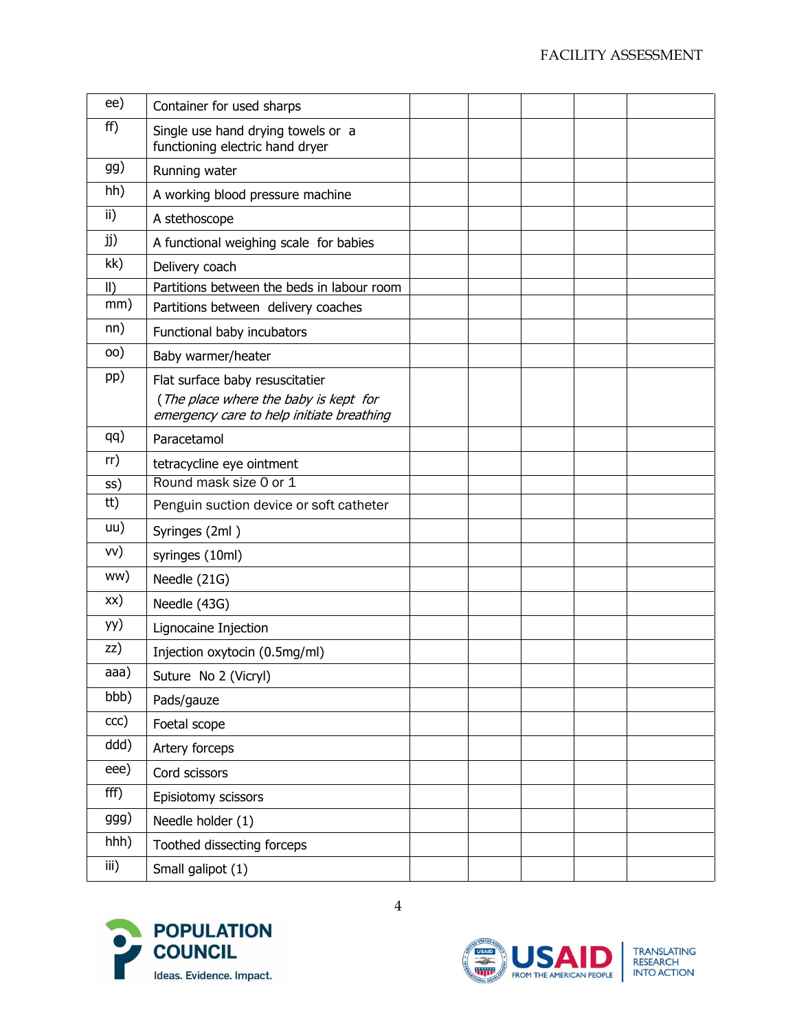| | | | | | | |
|---|---|---|---|---|---|---|
| ee) | Container for used sharps | | | | | |
| ff) | Single use hand drying towels or a functioning electric hand dryer | | | | | |
| gg) | Running water | | | | | |
| hh) | A working blood pressure machine | | | | | |
| ii) | A stethoscope | | | | | |
| jj) | A functional weighing scale for babies | | | | | |
| kk) | Delivery coach | | | | | |
| ll) | Partitions between the beds in labour room | | | | | |
| mm) | Partitions between delivery coaches | | | | | |
| nn) | Functional baby incubators | | | | | |
| oo) | Baby warmer/heater | | | | | |
| pp) | Flat surface baby resuscitatier (*The place where the baby is kept for emergency care to help initiate breathing* | | | | | |
| qq) | Paracetamol | | | | | |
| rr) | tetracycline eye ointment | | | | | |
| ss) | Round mask size 0 or 1 | | | | | |
| tt) | Penguin suction device or soft catheter | | | | | |
| uu) | Syringes (2ml ) | | | | | |
| vv) | syringes (10ml) | | | | | |
| ww) | Needle (21G) | | | | | |
| xx) | Needle (43G) | | | | | |
| yy) | Lignocaine Injection | | | | | |
| zz) | Injection oxytocin (0.5mg/ml) | | | | | |
| aaa) | Suture No 2 (Vicryl) | | | | | |
| bbb) | Pads/gauze | | | | | |
| ccc) | Foetal scope | | | | | |
| ddd) | Artery forceps | | | | | |
| eee) | Cord scissors | | | | | |
| fff) | Episiotomy scissors | | | | | |
| ggg) | Needle holder (1) | | | | | |
| hhh) | Toothed dissecting forceps | | | | | |
| iii) | Small galipot (1) | | | | | |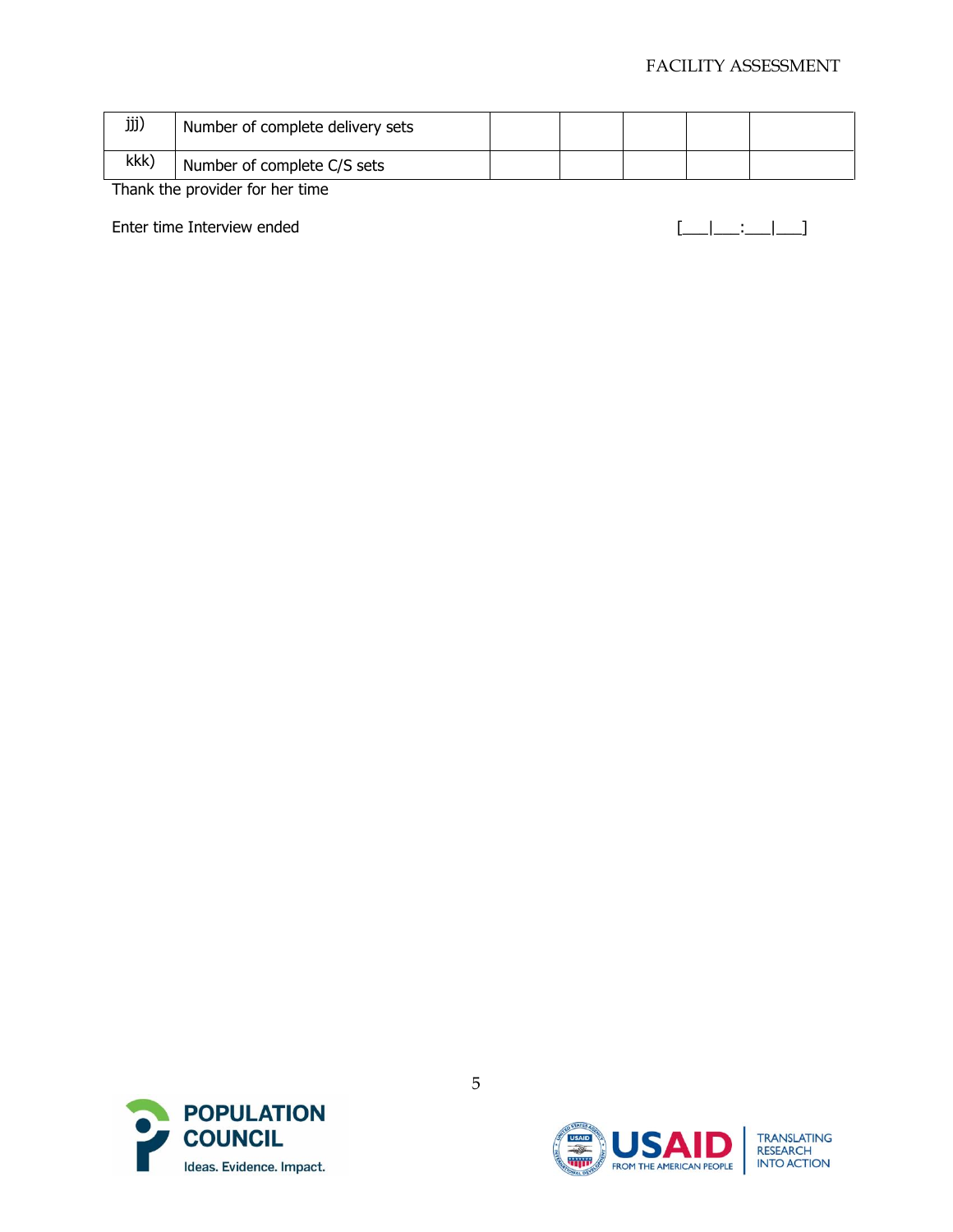| | | | | | | |
|---|---|---|---|---|---|---|
| jjj) | Number of complete delivery sets | | | | | |
| kkk) | Number of complete C/S sets | | | | | |

Thank the provider for her time

Enter time Interview ended [___|___:___|___]